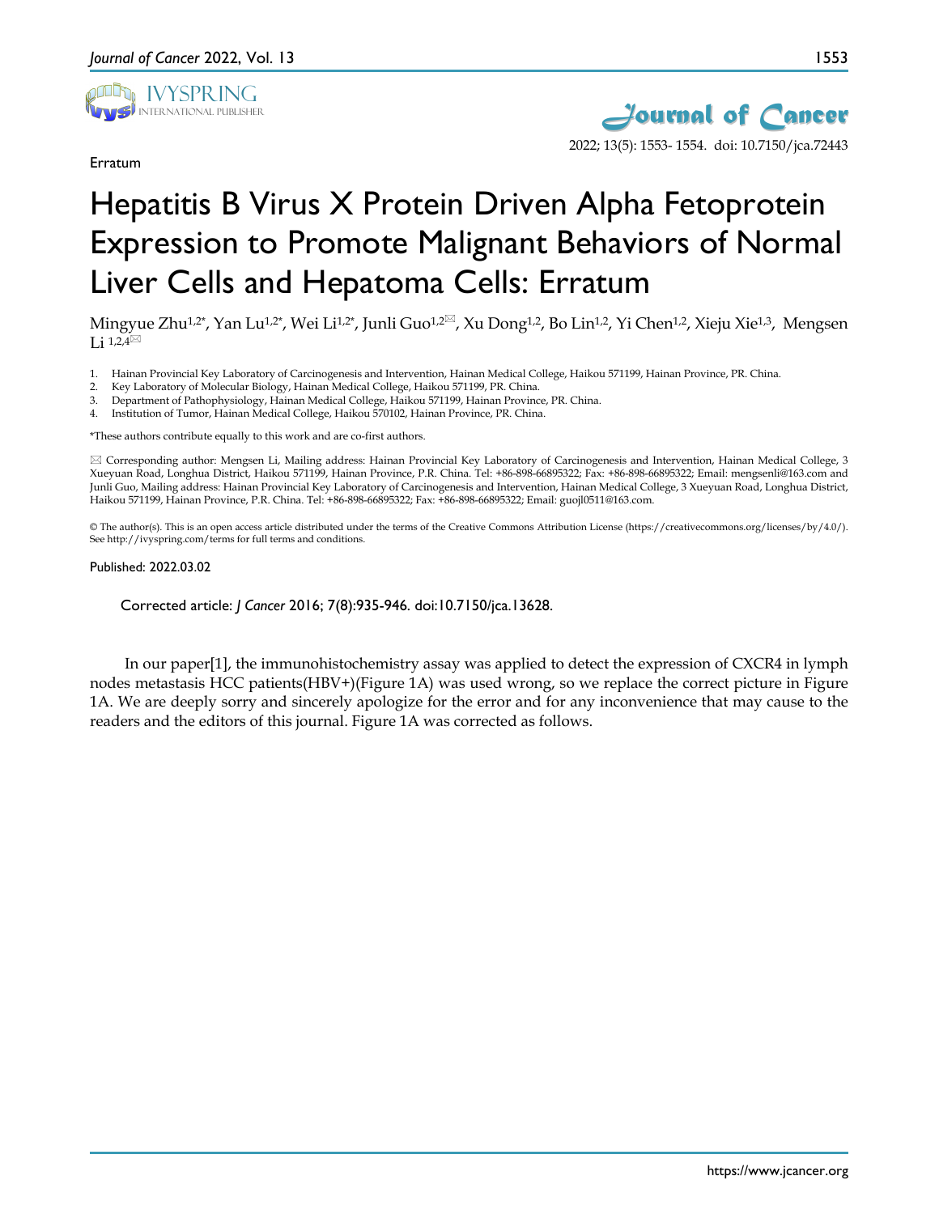Erratum

# Hepatitis B Virus X Protein Driven Alpha Fetoprotein Expression to Promote Malignant Behaviors of Normal Liver Cells and Hepatoma Cells: Erratum

Mingyue Zhu[1,2*], Yan Lu[1,2*], Wei Li[1,2*], Junli Guo[1,2✉], Xu Dong[1,2], Bo Lin[1,2], Yi Chen[1,2], Xieju Xie[1,3], Mengsen Li [1,2,4✉]

1. Hainan Provincial Key Laboratory of Carcinogenesis and Intervention, Hainan Medical College, Haikou 571199, Hainan Province, PR. China.
2. Key Laboratory of Molecular Biology, Hainan Medical College, Haikou 571199, PR. China.
3. Department of Pathophysiology, Hainan Medical College, Haikou 571199, Hainan Province, PR. China.
4. Institution of Tumor, Hainan Medical College, Haikou 570102, Hainan Province, PR. China.

*These authors contribute equally to this work and are co-first authors.

✉ Corresponding author: Mengsen Li, Mailing address: Hainan Provincial Key Laboratory of Carcinogenesis and Intervention, Hainan Medical College, 3 Xueyuan Road, Longhua District, Haikou 571199, Hainan Province, P.R. China. Tel: +86-898-66895322; Fax: +86-898-66895322; Email: mengsenli@163.com and Junli Guo, Mailing address: Hainan Provincial Key Laboratory of Carcinogenesis and Intervention, Hainan Medical College, 3 Xueyuan Road, Longhua District, Haikou 571199, Hainan Province, P.R. China. Tel: +86-898-66895322; Fax: +86-898-66895322; Email: guojl0511@163.com.

© The author(s). This is an open access article distributed under the terms of the Creative Commons Attribution License (https://creativecommons.org/licenses/by/4.0/). See http://ivyspring.com/terms for full terms and conditions.

Published: 2022.03.02

Corrected article: *J Cancer* 2016; 7(8):935-946. doi:10.7150/jca.13628.

In our paper[1], the immunohistochemistry assay was applied to detect the expression of CXCR4 in lymph nodes metastasis HCC patients(HBV+)(Figure 1A) was used wrong, so we replace the correct picture in Figure 1A. We are deeply sorry and sincerely apologize for the error and for any inconvenience that may cause to the readers and the editors of this journal. Figure 1A was corrected as follows.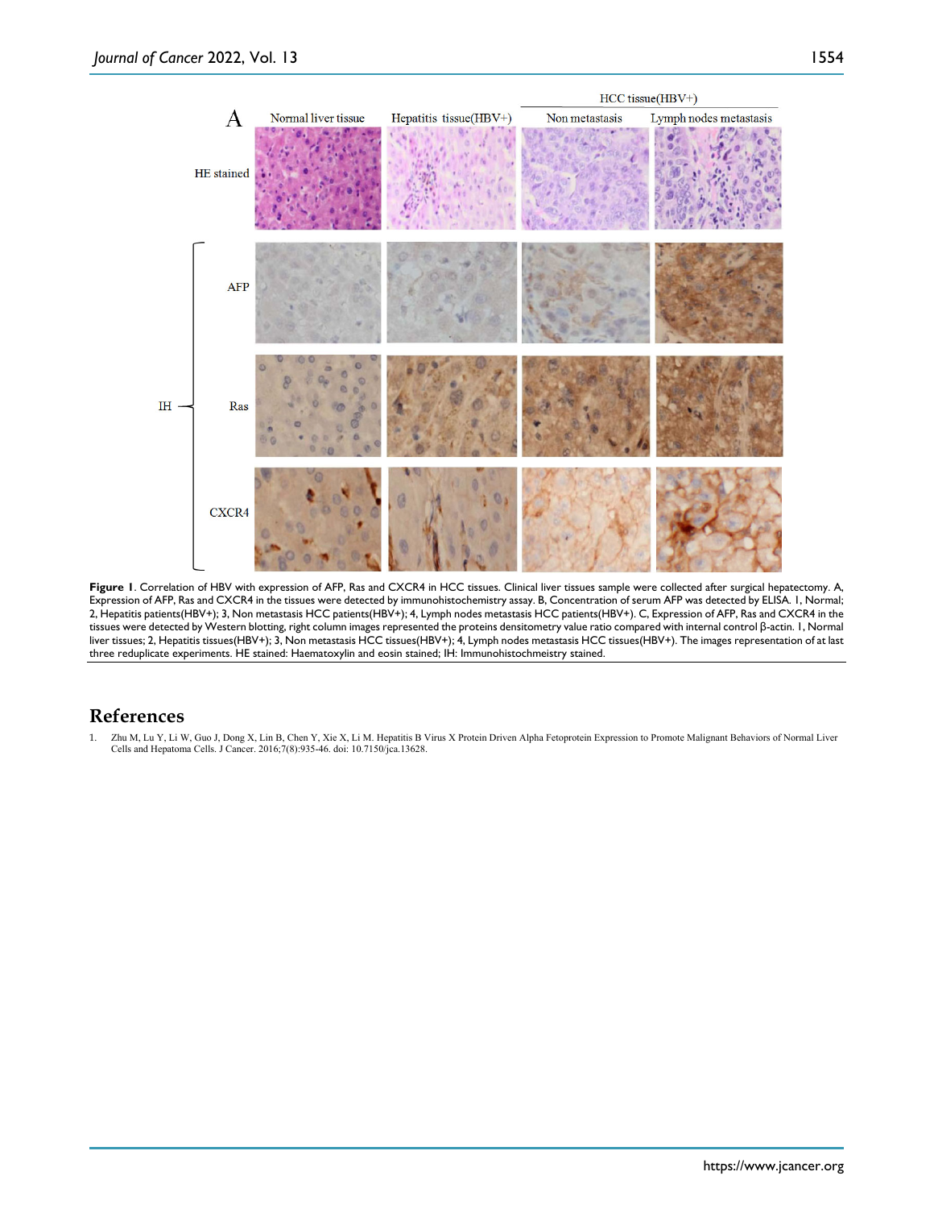A

HCC tissue(HBV+)

Normal liver tissue

Hepatitis tissue(HBV+)

Non metastasis

Lymph nodes metastasis

HE stained

IH

AFP

Ras

CXCR4

**Figure 1**. Correlation of HBV with expression of AFP, Ras and CXCR4 in HCC tissues. Clinical liver tissues sample were collected after surgical hepatectomy. A, Expression of AFP, Ras and CXCR4 in the tissues were detected by immunohistochemistry assay. B, Concentration of serum AFP was detected by ELISA. 1, Normal; 2, Hepatitis patients(HBV+); 3, Non metastasis HCC patients(HBV+); 4, Lymph nodes metastasis HCC patients(HBV+). C, Expression of AFP, Ras and CXCR4 in the tissues were detected by Western blotting, right column images represented the proteins densitometry value ratio compared with internal control β-actin. 1, Normal liver tissues; 2, Hepatitis tissues(HBV+); 3, Non metastasis HCC tissues(HBV+); 4, Lymph nodes metastasis HCC tissues(HBV+). The images representation of at last three reduplicate experiments. HE stained: Haematoxylin and eosin stained; IH: Immunohistochmeistry stained.

## References

1. Zhu M, Lu Y, Li W, Guo J, Dong X, Lin B, Chen Y, Xie X, Li M. Hepatitis B Virus X Protein Driven Alpha Fetoprotein Expression to Promote Malignant Behaviors of Normal Liver Cells and Hepatoma Cells. J Cancer. 2016;7(8):935-46. doi: 10.7150/jca.13628.